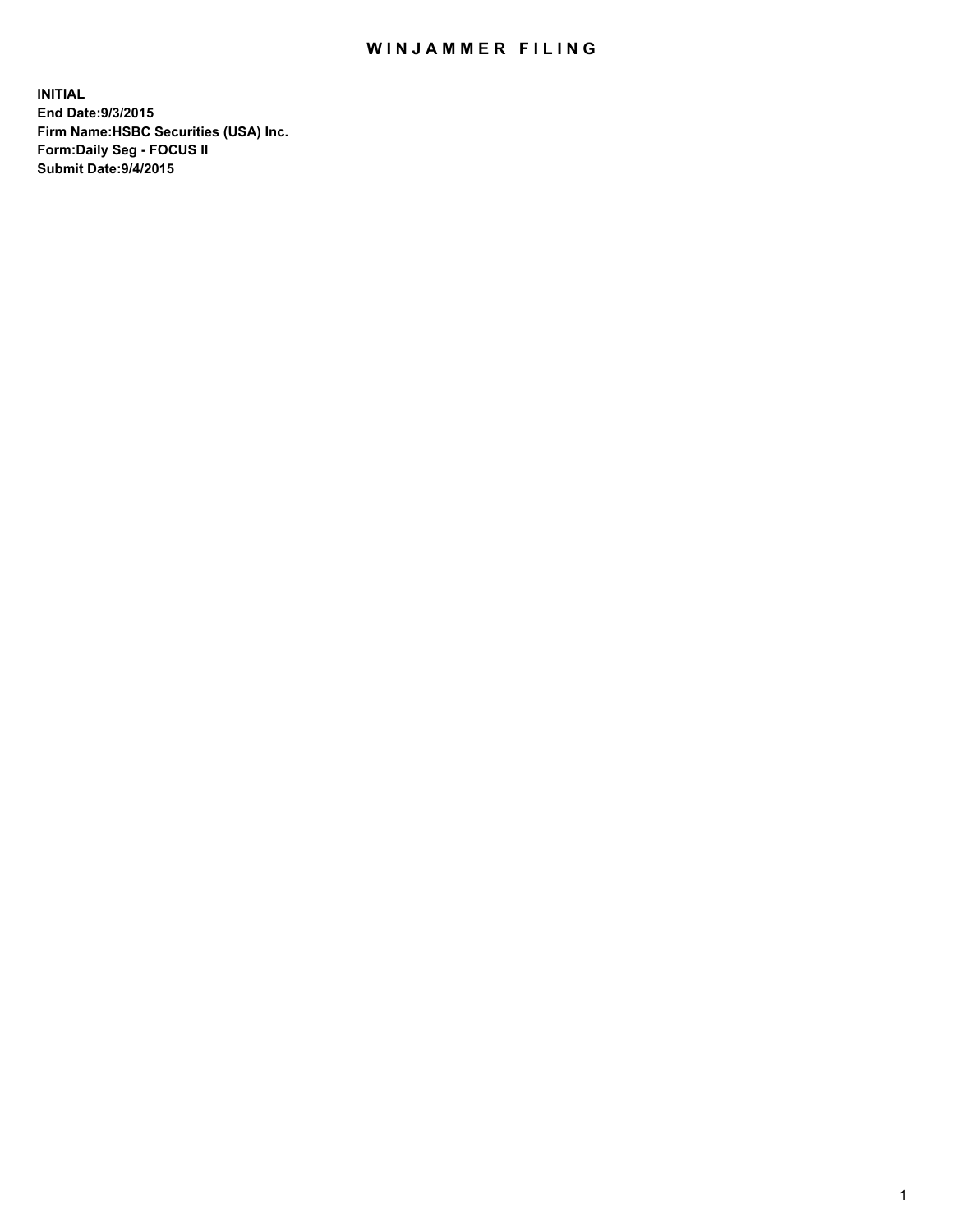# WINJAMMER FILING

**INITIAL**
**End Date:9/3/2015**
**Firm Name:HSBC Securities (USA) Inc.**
**Form:Daily Seg - FOCUS II**
**Submit Date:9/4/2015**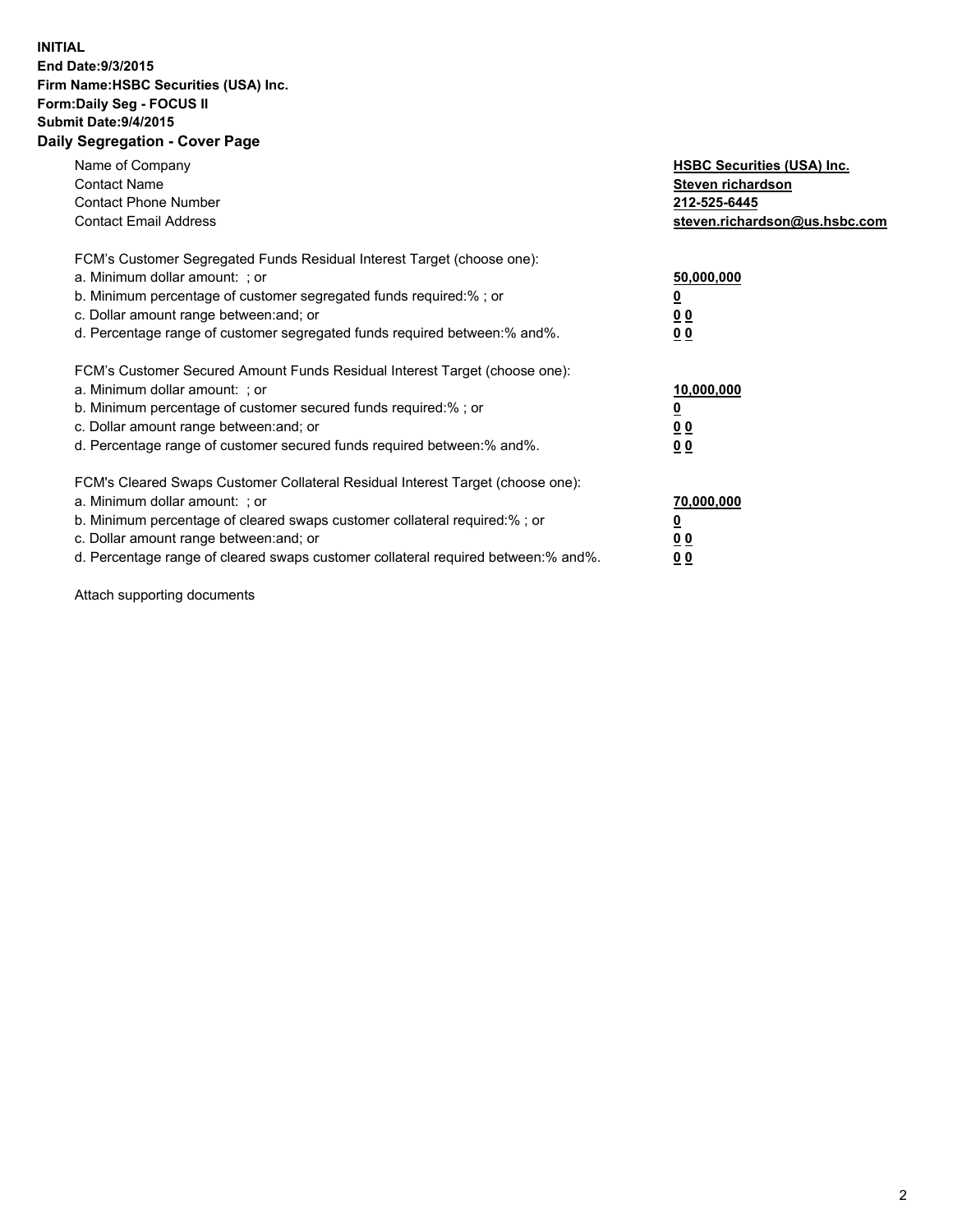**INITIAL**
**End Date:9/3/2015**
**Firm Name:HSBC Securities (USA) Inc.**
**Form:Daily Seg - FOCUS II**
**Submit Date:9/4/2015**

## Daily Segregation - Cover Page

| | |
|---|---|
| Name of Company | **HSBC Securities (USA) Inc.** |
| Contact Name | **Steven richardson** |
| Contact Phone Number | **212-525-6445** |
| Contact Email Address | **steven.richardson@us.hsbc.com** |

FCM's Customer Segregated Funds Residual Interest Target (choose one):

| | |
|---|---|
| a. Minimum dollar amount: ; or | **50,000,000** |
| b. Minimum percentage of customer segregated funds required:% ; or | **0** |
| c. Dollar amount range between:and; or | **0 0** |
| d. Percentage range of customer segregated funds required between:% and%. | **0 0** |

FCM's Customer Secured Amount Funds Residual Interest Target (choose one):

| | |
|---|---|
| a. Minimum dollar amount: ; or | **10,000,000** |
| b. Minimum percentage of customer secured funds required:% ; or | **0** |
| c. Dollar amount range between:and; or | **0 0** |
| d. Percentage range of customer secured funds required between:% and%. | **0 0** |

FCM's Cleared Swaps Customer Collateral Residual Interest Target (choose one):

| | |
|---|---|
| a. Minimum dollar amount: ; or | **70,000,000** |
| b. Minimum percentage of cleared swaps customer collateral required:% ; or | **0** |
| c. Dollar amount range between:and; or | **0 0** |
| d. Percentage range of cleared swaps customer collateral required between:% and%. | **0 0** |

Attach supporting documents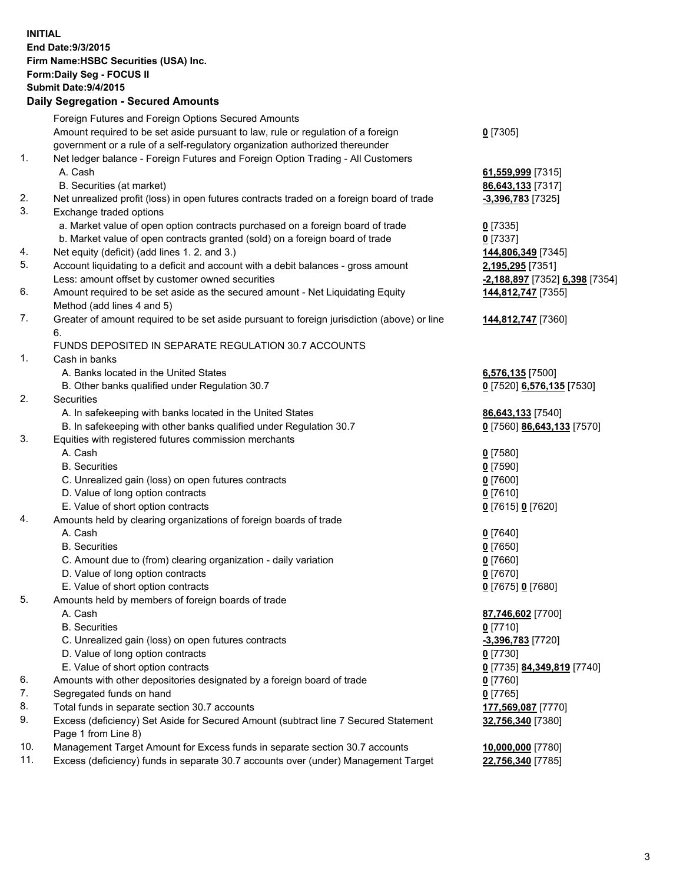**INITIAL**
**End Date:9/3/2015**
**Firm Name:HSBC Securities (USA) Inc.**
**Form:Daily Seg - FOCUS II**
**Submit Date:9/4/2015**

## Daily Segregation - Secured Amounts

| | | |
|---|---|---|
| | Foreign Futures and Foreign Options Secured Amounts | |
| | Amount required to be set aside pursuant to law, rule or regulation of a foreign government or a rule of a self-regulatory organization authorized thereunder | **0** [7305] |
| 1. | Net ledger balance - Foreign Futures and Foreign Option Trading - All Customers | |
| | A. Cash | **61,559,999** [7315] |
| | B. Securities (at market) | **86,643,133** [7317] |
| 2. | Net unrealized profit (loss) in open futures contracts traded on a foreign board of trade | **-3,396,783** [7325] |
| 3. | Exchange traded options | |
| | a. Market value of open option contracts purchased on a foreign board of trade | **0** [7335] |
| | b. Market value of open contracts granted (sold) on a foreign board of trade | **0** [7337] |
| 4. | Net equity (deficit) (add lines 1. 2. and 3.) | **144,806,349** [7345] |
| 5. | Account liquidating to a deficit and account with a debit balances - gross amount | **2,195,295** [7351] |
| | Less: amount offset by customer owned securities | **-2,188,897** [7352] **6,398** [7354] |
| 6. | Amount required to be set aside as the secured amount - Net Liquidating Equity Method (add lines 4 and 5) | **144,812,747** [7355] |
| 7. | Greater of amount required to be set aside pursuant to foreign jurisdiction (above) or line 6. | **144,812,747** [7360] |
| | FUNDS DEPOSITED IN SEPARATE REGULATION 30.7 ACCOUNTS | |
| 1. | Cash in banks | |
| | A. Banks located in the United States | **6,576,135** [7500] |
| | B. Other banks qualified under Regulation 30.7 | **0** [7520] **6,576,135** [7530] |
| 2. | Securities | |
| | A. In safekeeping with banks located in the United States | **86,643,133** [7540] |
| | B. In safekeeping with other banks qualified under Regulation 30.7 | **0** [7560] **86,643,133** [7570] |
| 3. | Equities with registered futures commission merchants | |
| | A. Cash | **0** [7580] |
| | B. Securities | **0** [7590] |
| | C. Unrealized gain (loss) on open futures contracts | **0** [7600] |
| | D. Value of long option contracts | **0** [7610] |
| | E. Value of short option contracts | **0** [7615] **0** [7620] |
| 4. | Amounts held by clearing organizations of foreign boards of trade | |
| | A. Cash | **0** [7640] |
| | B. Securities | **0** [7650] |
| | C. Amount due to (from) clearing organization - daily variation | **0** [7660] |
| | D. Value of long option contracts | **0** [7670] |
| | E. Value of short option contracts | **0** [7675] **0** [7680] |
| 5. | Amounts held by members of foreign boards of trade | |
| | A. Cash | **87,746,602** [7700] |
| | B. Securities | **0** [7710] |
| | C. Unrealized gain (loss) on open futures contracts | **-3,396,783** [7720] |
| | D. Value of long option contracts | **0** [7730] |
| | E. Value of short option contracts | **0** [7735] **84,349,819** [7740] |
| 6. | Amounts with other depositories designated by a foreign board of trade | **0** [7760] |
| 7. | Segregated funds on hand | **0** [7765] |
| 8. | Total funds in separate section 30.7 accounts | **177,569,087** [7770] |
| 9. | Excess (deficiency) Set Aside for Secured Amount (subtract line 7 Secured Statement Page 1 from Line 8) | **32,756,340** [7380] |
| 10. | Management Target Amount for Excess funds in separate section 30.7 accounts | **10,000,000** [7780] |
| 11. | Excess (deficiency) funds in separate 30.7 accounts over (under) Management Target | **22,756,340** [7785] |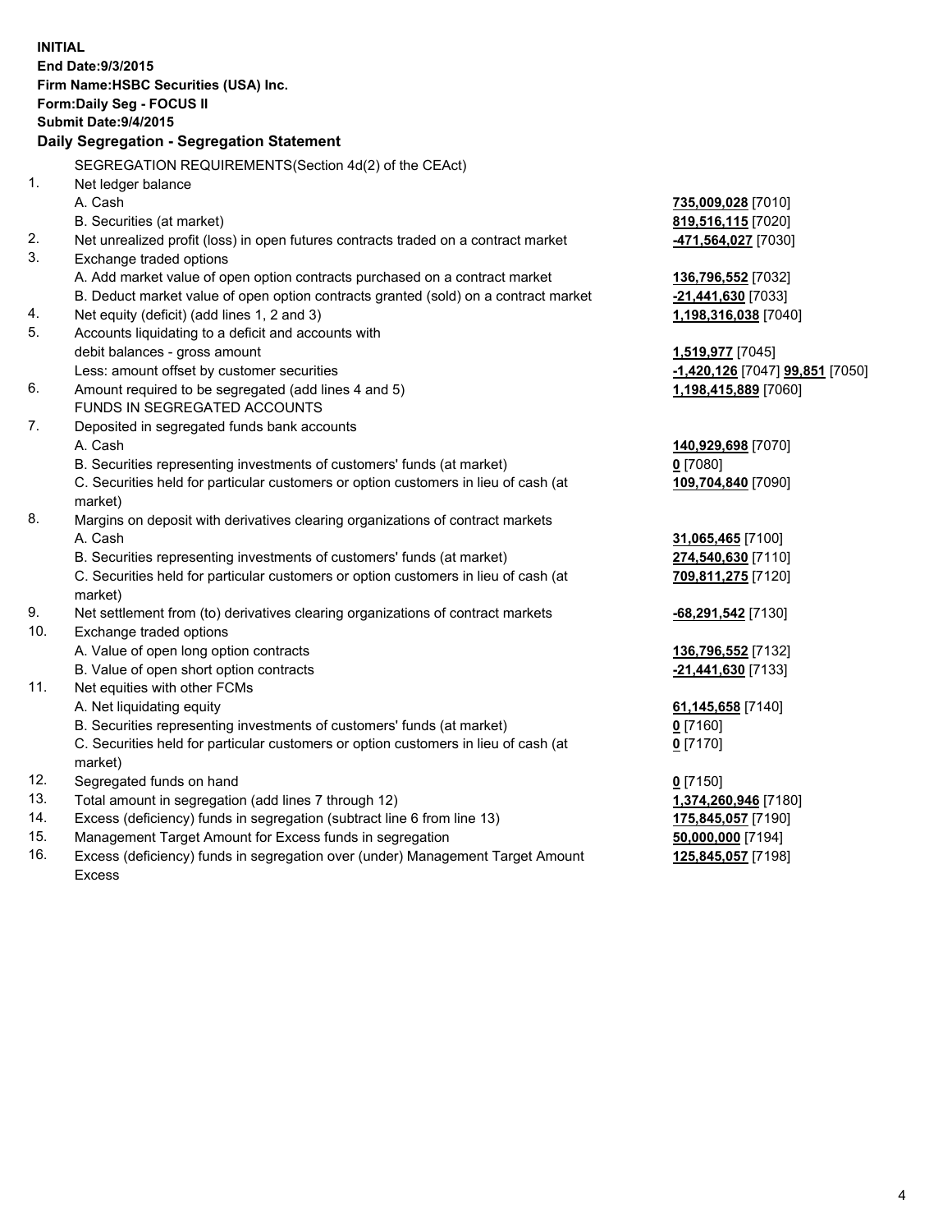**INITIAL**
**End Date:9/3/2015**
**Firm Name:HSBC Securities (USA) Inc.**
**Form:Daily Seg - FOCUS II**
**Submit Date:9/4/2015**

### Daily Segregation - Segregation Statement

SEGREGATION REQUIREMENTS(Section 4d(2) of the CEAct)

| | | |
|---|---|---|
| 1. | Net ledger balance | |
| | A. Cash | **735,009,028** [7010] |
| | B. Securities (at market) | **819,516,115** [7020] |
| 2. | Net unrealized profit (loss) in open futures contracts traded on a contract market | **-471,564,027** [7030] |
| 3. | Exchange traded options | |
| | A. Add market value of open option contracts purchased on a contract market | **136,796,552** [7032] |
| | B. Deduct market value of open option contracts granted (sold) on a contract market | **-21,441,630** [7033] |
| 4. | Net equity (deficit) (add lines 1, 2 and 3) | **1,198,316,038** [7040] |
| 5. | Accounts liquidating to a deficit and accounts with debit balances - gross amount | **1,519,977** [7045] |
| | Less: amount offset by customer securities | **-1,420,126** [7047] **99,851** [7050] |
| 6. | Amount required to be segregated (add lines 4 and 5) | **1,198,415,889** [7060] |
| | FUNDS IN SEGREGATED ACCOUNTS | |
| 7. | Deposited in segregated funds bank accounts | |
| | A. Cash | **140,929,698** [7070] |
| | B. Securities representing investments of customers' funds (at market) | **0** [7080] |
| | C. Securities held for particular customers or option customers in lieu of cash (at market) | **109,704,840** [7090] |
| 8. | Margins on deposit with derivatives clearing organizations of contract markets | |
| | A. Cash | **31,065,465** [7100] |
| | B. Securities representing investments of customers' funds (at market) | **274,540,630** [7110] |
| | C. Securities held for particular customers or option customers in lieu of cash (at market) | **709,811,275** [7120] |
| 9. | Net settlement from (to) derivatives clearing organizations of contract markets | **-68,291,542** [7130] |
| 10. | Exchange traded options | |
| | A. Value of open long option contracts | **136,796,552** [7132] |
| | B. Value of open short option contracts | **-21,441,630** [7133] |
| 11. | Net equities with other FCMs | |
| | A. Net liquidating equity | **61,145,658** [7140] |
| | B. Securities representing investments of customers' funds (at market) | **0** [7160] |
| | C. Securities held for particular customers or option customers in lieu of cash (at market) | **0** [7170] |
| 12. | Segregated funds on hand | **0** [7150] |
| 13. | Total amount in segregation (add lines 7 through 12) | **1,374,260,946** [7180] |
| 14. | Excess (deficiency) funds in segregation (subtract line 6 from line 13) | **175,845,057** [7190] |
| 15. | Management Target Amount for Excess funds in segregation | **50,000,000** [7194] |
| 16. | Excess (deficiency) funds in segregation over (under) Management Target Amount Excess | **125,845,057** [7198] |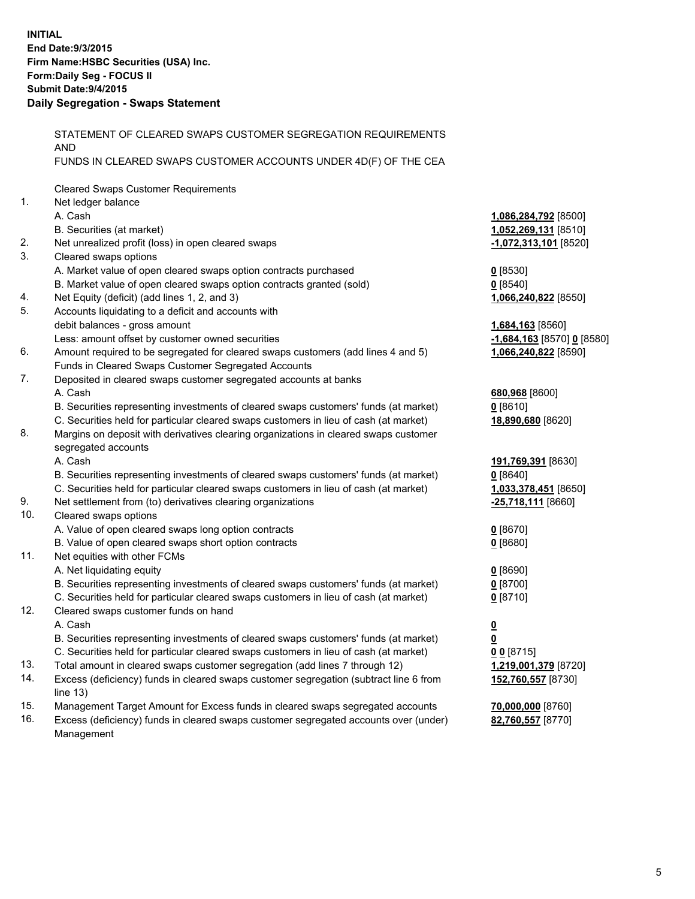**INITIAL**
**End Date:9/3/2015**
**Firm Name:HSBC Securities (USA) Inc.**
**Form:Daily Seg - FOCUS II**
**Submit Date:9/4/2015**
**Daily Segregation - Swaps Statement**

STATEMENT OF CLEARED SWAPS CUSTOMER SEGREGATION REQUIREMENTS AND FUNDS IN CLEARED SWAPS CUSTOMER ACCOUNTS UNDER 4D(F) OF THE CEA

| | | |
|---|---|---|
| | Cleared Swaps Customer Requirements | |
| 1. | Net ledger balance | |
| | A. Cash | **1,086,284,792** [8500] |
| | B. Securities (at market) | **1,052,269,131** [8510] |
| 2. | Net unrealized profit (loss) in open cleared swaps | **-1,072,313,101** [8520] |
| 3. | Cleared swaps options | |
| | A. Market value of open cleared swaps option contracts purchased | **0** [8530] |
| | B. Market value of open cleared swaps option contracts granted (sold) | **0** [8540] |
| 4. | Net Equity (deficit) (add lines 1, 2, and 3) | **1,066,240,822** [8550] |
| 5. | Accounts liquidating to a deficit and accounts with debit balances - gross amount | **1,684,163** [8560] |
| | Less: amount offset by customer owned securities | **-1,684,163** [8570] **0** [8580] |
| 6. | Amount required to be segregated for cleared swaps customers (add lines 4 and 5) | **1,066,240,822** [8590] |
| | Funds in Cleared Swaps Customer Segregated Accounts | |
| 7. | Deposited in cleared swaps customer segregated accounts at banks | |
| | A. Cash | **680,968** [8600] |
| | B. Securities representing investments of cleared swaps customers' funds (at market) | **0** [8610] |
| | C. Securities held for particular cleared swaps customers in lieu of cash (at market) | **18,890,680** [8620] |
| 8. | Margins on deposit with derivatives clearing organizations in cleared swaps customer segregated accounts | |
| | A. Cash | **191,769,391** [8630] |
| | B. Securities representing investments of cleared swaps customers' funds (at market) | **0** [8640] |
| | C. Securities held for particular cleared swaps customers in lieu of cash (at market) | **1,033,378,451** [8650] |
| 9. | Net settlement from (to) derivatives clearing organizations | **-25,718,111** [8660] |
| 10. | Cleared swaps options | |
| | A. Value of open cleared swaps long option contracts | **0** [8670] |
| | B. Value of open cleared swaps short option contracts | **0** [8680] |
| 11. | Net equities with other FCMs | |
| | A. Net liquidating equity | **0** [8690] |
| | B. Securities representing investments of cleared swaps customers' funds (at market) | **0** [8700] |
| | C. Securities held for particular cleared swaps customers in lieu of cash (at market) | **0** [8710] |
| 12. | Cleared swaps customer funds on hand | |
| | A. Cash | **0** |
| | B. Securities representing investments of cleared swaps customers' funds (at market) | **0** |
| | C. Securities held for particular cleared swaps customers in lieu of cash (at market) | **0** **0** [8715] |
| 13. | Total amount in cleared swaps customer segregation (add lines 7 through 12) | **1,219,001,379** [8720] |
| 14. | Excess (deficiency) funds in cleared swaps customer segregation (subtract line 6 from line 13) | **152,760,557** [8730] |
| 15. | Management Target Amount for Excess funds in cleared swaps segregated accounts | **70,000,000** [8760] |
| 16. | Excess (deficiency) funds in cleared swaps customer segregated accounts over (under) Management | **82,760,557** [8770] |